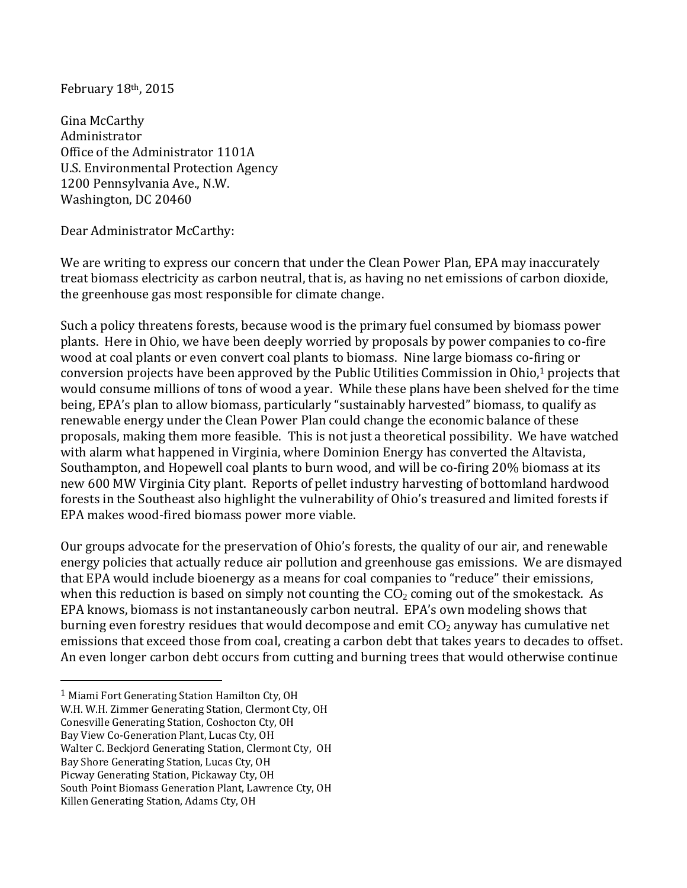February 18th, 2015

Gina McCarthy
Administrator
Office of the Administrator 1101A
U.S. Environmental Protection Agency
1200 Pennsylvania Ave., N.W.
Washington, DC 20460

Dear Administrator McCarthy:

We are writing to express our concern that under the Clean Power Plan, EPA may inaccurately treat biomass electricity as carbon neutral, that is, as having no net emissions of carbon dioxide, the greenhouse gas most responsible for climate change.

Such a policy threatens forests, because wood is the primary fuel consumed by biomass power plants. Here in Ohio, we have been deeply worried by proposals by power companies to co-fire wood at coal plants or even convert coal plants to biomass. Nine large biomass co-firing or conversion projects have been approved by the Public Utilities Commission in Ohio,[1] projects that would consume millions of tons of wood a year. While these plans have been shelved for the time being, EPA's plan to allow biomass, particularly "sustainably harvested" biomass, to qualify as renewable energy under the Clean Power Plan could change the economic balance of these proposals, making them more feasible. This is not just a theoretical possibility. We have watched with alarm what happened in Virginia, where Dominion Energy has converted the Altavista, Southampton, and Hopewell coal plants to burn wood, and will be co-firing 20% biomass at its new 600 MW Virginia City plant. Reports of pellet industry harvesting of bottomland hardwood forests in the Southeast also highlight the vulnerability of Ohio's treasured and limited forests if EPA makes wood-fired biomass power more viable.

Our groups advocate for the preservation of Ohio's forests, the quality of our air, and renewable energy policies that actually reduce air pollution and greenhouse gas emissions. We are dismayed that EPA would include bioenergy as a means for coal companies to "reduce" their emissions, when this reduction is based on simply not counting the $CO_2$ coming out of the smokestack. As EPA knows, biomass is not instantaneously carbon neutral. EPA's own modeling shows that burning even forestry residues that would decompose and emit $CO_2$ anyway has cumulative net emissions that exceed those from coal, creating a carbon debt that takes years to decades to offset. An even longer carbon debt occurs from cutting and burning trees that would otherwise continue

---

[1] Miami Fort Generating Station Hamilton Cty, OH
W.H. W.H. Zimmer Generating Station, Clermont Cty, OH
Conesville Generating Station, Coshocton Cty, OH
Bay View Co-Generation Plant, Lucas Cty, OH
Walter C. Beckjord Generating Station, Clermont Cty, OH
Bay Shore Generating Station, Lucas Cty, OH
Picway Generating Station, Pickaway Cty, OH
South Point Biomass Generation Plant, Lawrence Cty, OH
Killen Generating Station, Adams Cty, OH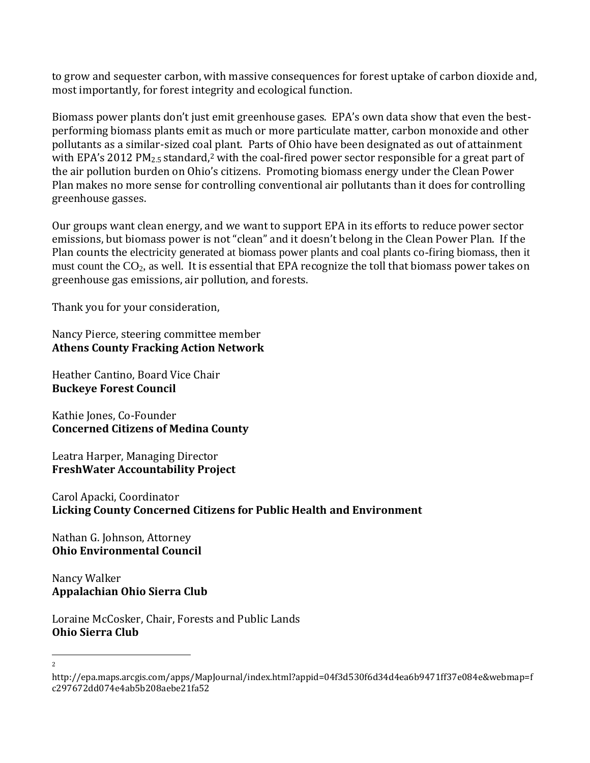to grow and sequester carbon, with massive consequences for forest uptake of carbon dioxide and, most importantly, for forest integrity and ecological function.

Biomass power plants don't just emit greenhouse gases. EPA's own data show that even the best-performing biomass plants emit as much or more particulate matter, carbon monoxide and other pollutants as a similar-sized coal plant. Parts of Ohio have been designated as out of attainment with EPA's 2012 $PM_{2.5}$ standard,[2] with the coal-fired power sector responsible for a great part of the air pollution burden on Ohio's citizens. Promoting biomass energy under the Clean Power Plan makes no more sense for controlling conventional air pollutants than it does for controlling greenhouse gasses.

Our groups want clean energy, and we want to support EPA in its efforts to reduce power sector emissions, but biomass power is not "clean" and it doesn't belong in the Clean Power Plan. If the Plan counts the electricity generated at biomass power plants and coal plants co-firing biomass, then it must count the $CO_2$, as well. It is essential that EPA recognize the toll that biomass power takes on greenhouse gas emissions, air pollution, and forests.

Thank you for your consideration,

Nancy Pierce, steering committee member
**Athens County Fracking Action Network**

Heather Cantino, Board Vice Chair
**Buckeye Forest Council**

Kathie Jones, Co-Founder
**Concerned Citizens of Medina County**

Leatra Harper, Managing Director
**FreshWater Accountability Project**

Carol Apacki, Coordinator
**Licking County Concerned Citizens for Public Health and Environment**

Nathan G. Johnson, Attorney
**Ohio Environmental Council**

Nancy Walker
**Appalachian Ohio Sierra Club**

Loraine McCosker, Chair, Forests and Public Lands
**Ohio Sierra Club**

---

[2] http://epa.maps.arcgis.com/apps/MapJournal/index.html?appid=04f3d530f6d34d4ea6b9471ff37e084e&webmap=fc297672dd074e4ab5b208aebe21fa52